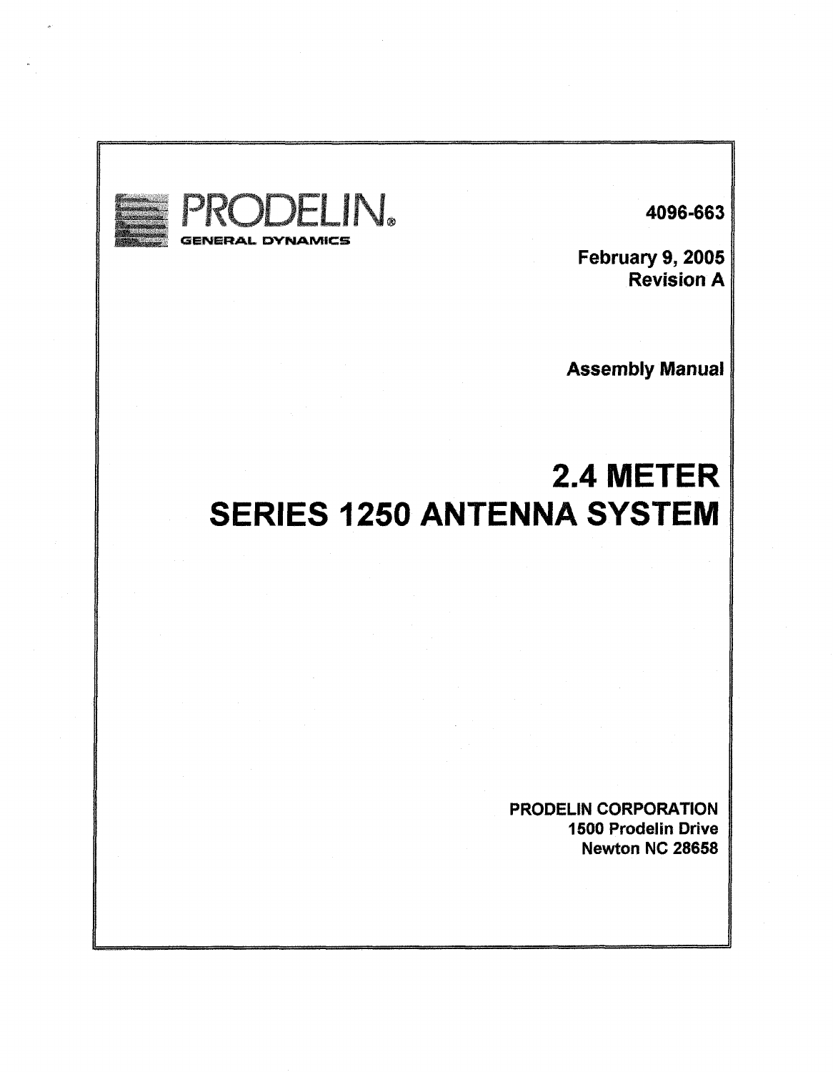PRODELIN®
GENERAL DYNAMICS

4096-663

February 9, 2005
Revision A

Assembly Manual

# 2.4 METER
# SERIES 1250 ANTENNA SYSTEM

PRODELIN CORPORATION
1500 Prodelin Drive
Newton NC 28658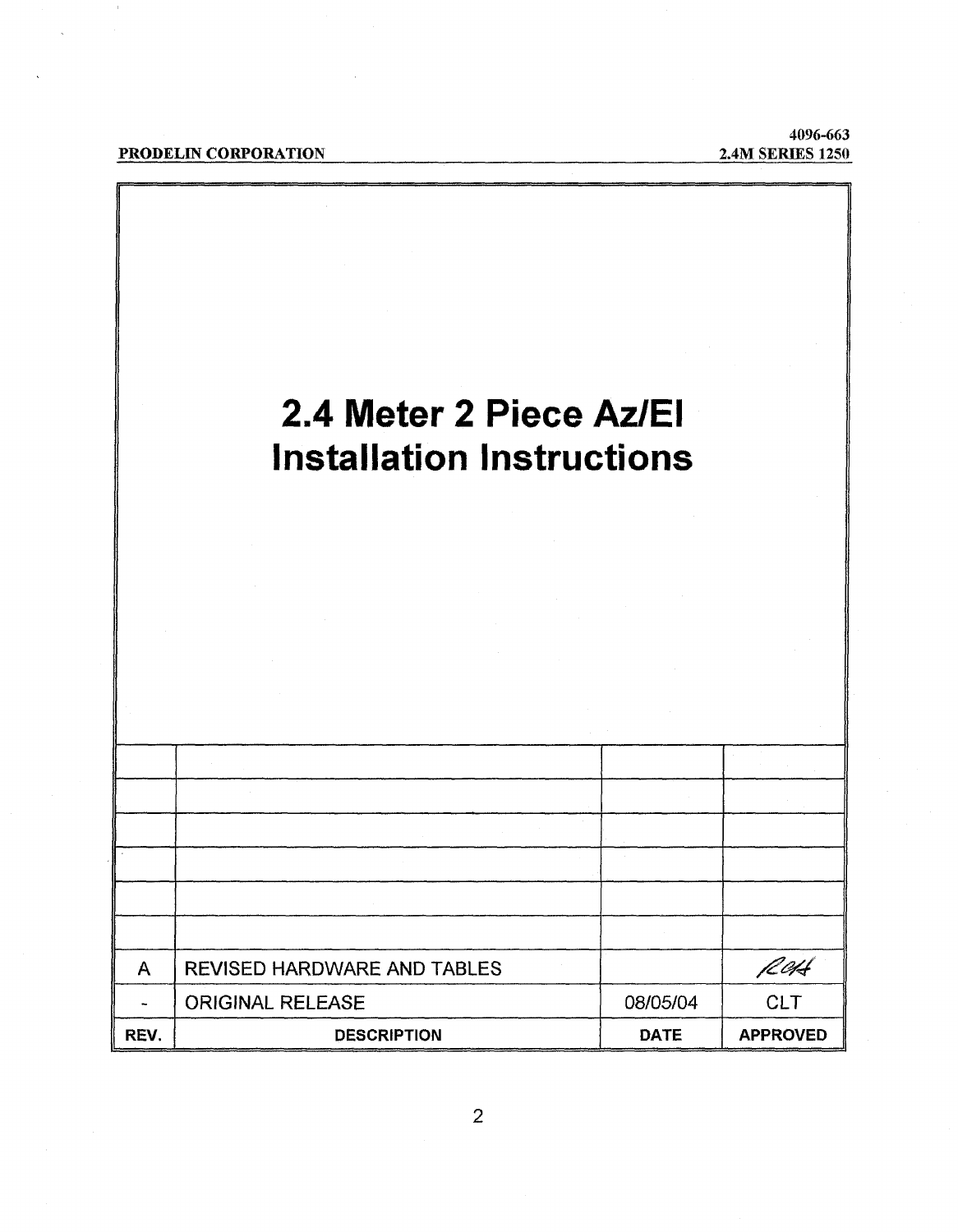# 2.4 Meter 2 Piece Az/El Installation Instructions

| REV. | DESCRIPTION | DATE | APPROVED |
| --- | --- | --- | --- |
| | | | |
| | | | |
| | | | |
| | | | |
| | | | |
| | | | |
| A | REVISED HARDWARE AND TABLES | | RCH |
| - | ORIGINAL RELEASE | 08/05/04 | CLT |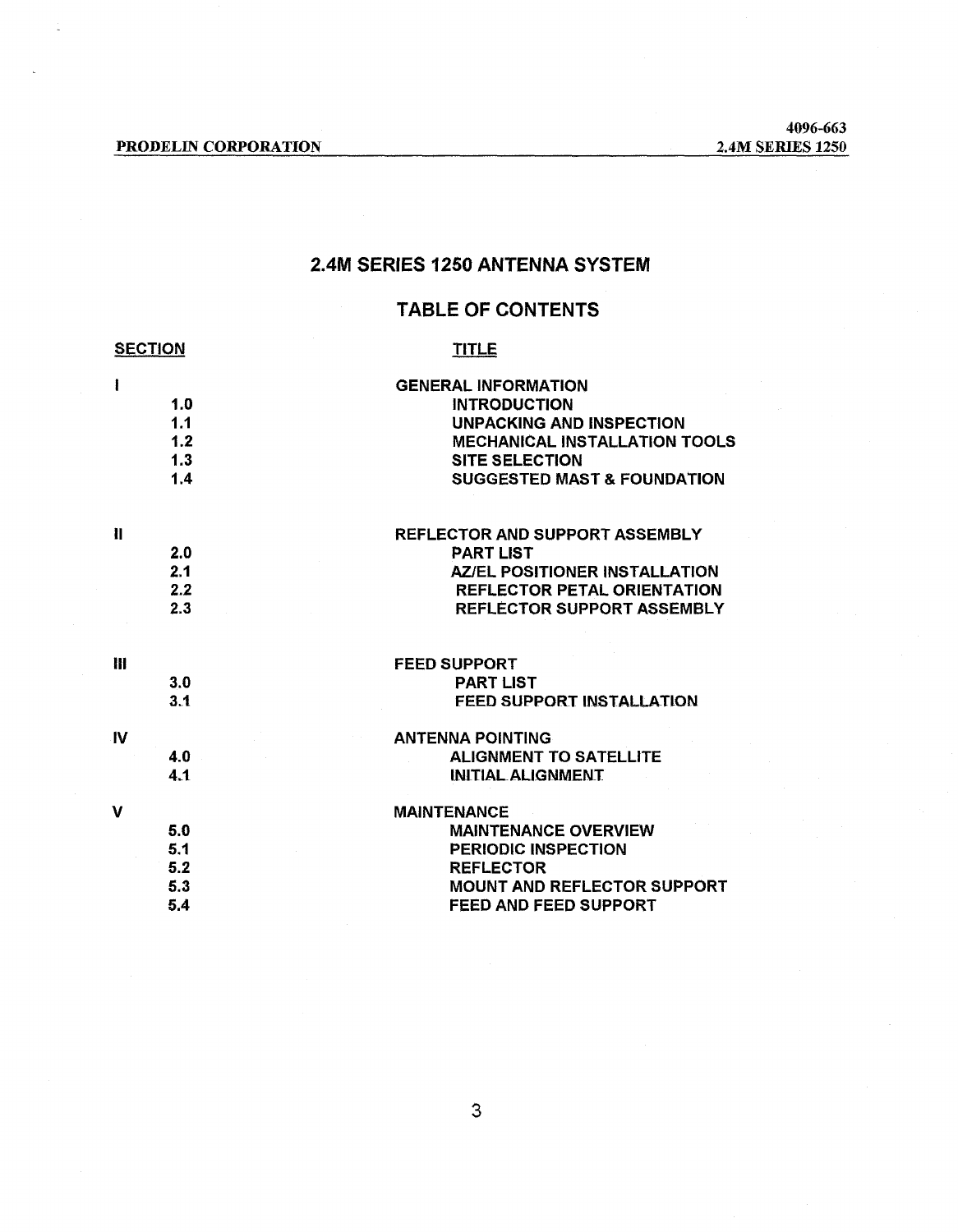# 2.4M SERIES 1250 ANTENNA SYSTEM

## TABLE OF CONTENTS

| SECTION | | TITLE |
|---|---|---|
| I | | GENERAL INFORMATION |
| | 1.0 | INTRODUCTION |
| | 1.1 | UNPACKING AND INSPECTION |
| | 1.2 | MECHANICAL INSTALLATION TOOLS |
| | 1.3 | SITE SELECTION |
| | 1.4 | SUGGESTED MAST & FOUNDATION |
| II | | REFLECTOR AND SUPPORT ASSEMBLY |
| | 2.0 | PART LIST |
| | 2.1 | AZ/EL POSITIONER INSTALLATION |
| | 2.2 | REFLECTOR PETAL ORIENTATION |
| | 2.3 | REFLECTOR SUPPORT ASSEMBLY |
| III | | FEED SUPPORT |
| | 3.0 | PART LIST |
| | 3.1 | FEED SUPPORT INSTALLATION |
| IV | | ANTENNA POINTING |
| | 4.0 | ALIGNMENT TO SATELLITE |
| | 4.1 | INITIAL ALIGNMENT |
| V | | MAINTENANCE |
| | 5.0 | MAINTENANCE OVERVIEW |
| | 5.1 | PERIODIC INSPECTION |
| | 5.2 | REFLECTOR |
| | 5.3 | MOUNT AND REFLECTOR SUPPORT |
| | 5.4 | FEED AND FEED SUPPORT |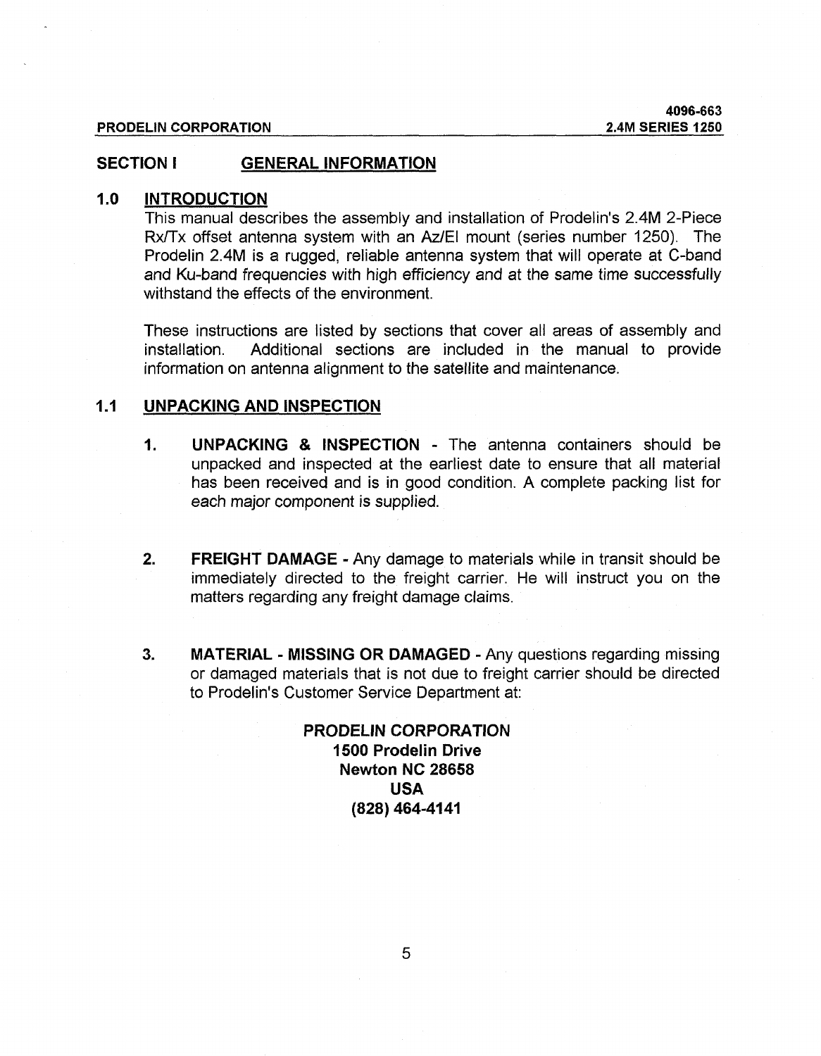# SECTION I GENERAL INFORMATION

## 1.0 INTRODUCTION

This manual describes the assembly and installation of Prodelin's 2.4M 2-Piece Rx/Tx offset antenna system with an Az/El mount (series number 1250). The Prodelin 2.4M is a rugged, reliable antenna system that will operate at C-band and Ku-band frequencies with high efficiency and at the same time successfully withstand the effects of the environment.

These instructions are listed by sections that cover all areas of assembly and installation. Additional sections are included in the manual to provide information on antenna alignment to the satellite and maintenance.

## 1.1 UNPACKING AND INSPECTION

1. **UNPACKING & INSPECTION** - The antenna containers should be unpacked and inspected at the earliest date to ensure that all material has been received and is in good condition. A complete packing list for each major component is supplied.

2. **FREIGHT DAMAGE** - Any damage to materials while in transit should be immediately directed to the freight carrier. He will instruct you on the matters regarding any freight damage claims.

3. **MATERIAL - MISSING OR DAMAGED** - Any questions regarding missing or damaged materials that is not due to freight carrier should be directed to Prodelin's Customer Service Department at:

**PRODELIN CORPORATION**
**1500 Prodelin Drive**
**Newton NC 28658**
**USA**
**(828) 464-4141**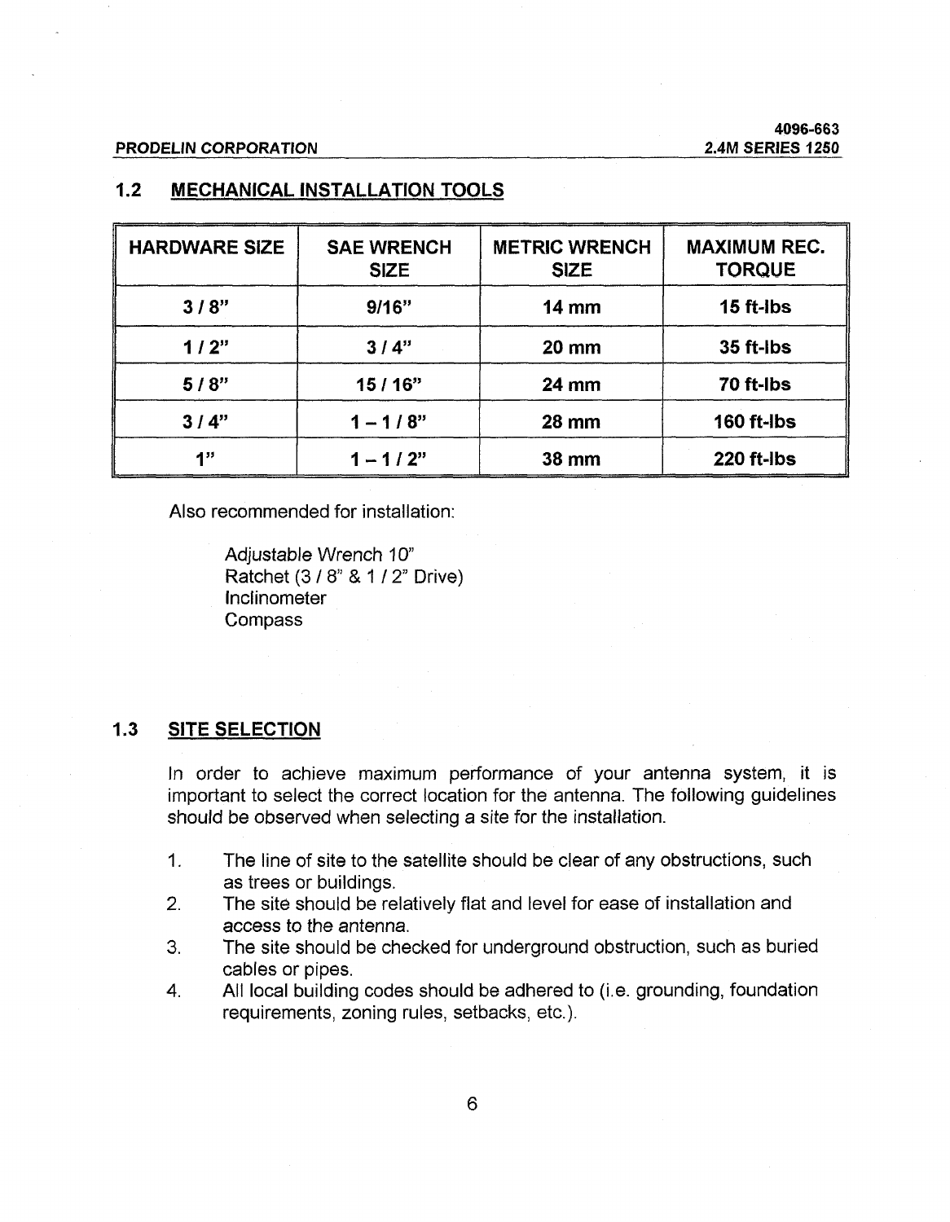## 1.2 MECHANICAL INSTALLATION TOOLS

| HARDWARE SIZE | SAE WRENCH SIZE | METRIC WRENCH SIZE | MAXIMUM REC. TORQUE |
|---|---|---|---|
| 3 / 8" | 9/16" | 14 mm | 15 ft-lbs |
| 1 / 2" | 3 / 4" | 20 mm | 35 ft-lbs |
| 5 / 8" | 15 / 16" | 24 mm | 70 ft-lbs |
| 3 / 4" | 1 – 1 / 8" | 28 mm | 160 ft-lbs |
| 1" | 1 – 1 / 2" | 38 mm | 220 ft-lbs |

Also recommended for installation:

Adjustable Wrench 10"
Ratchet (3 / 8" & 1 / 2" Drive)
Inclinometer
Compass

## 1.3 SITE SELECTION

In order to achieve maximum performance of your antenna system, it is important to select the correct location for the antenna. The following guidelines should be observed when selecting a site for the installation.

1. The line of site to the satellite should be clear of any obstructions, such as trees or buildings.
2. The site should be relatively flat and level for ease of installation and access to the antenna.
3. The site should be checked for underground obstruction, such as buried cables or pipes.
4. All local building codes should be adhered to (i.e. grounding, foundation requirements, zoning rules, setbacks, etc.).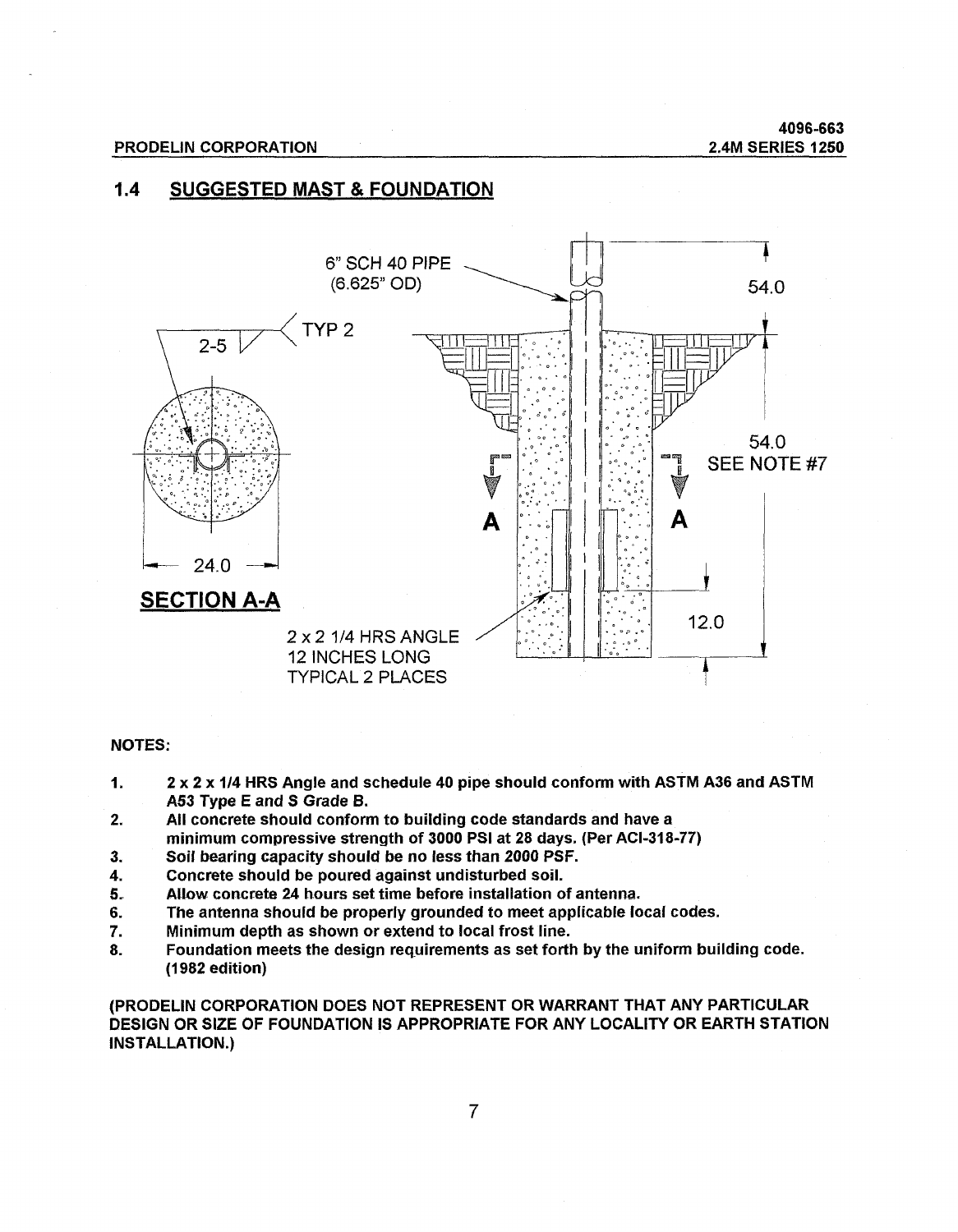## 1.4 SUGGESTED MAST & FOUNDATION

6" SCH 40 PIPE
(6.625" OD)

2-5 TYP 2

54.0

54.0
SEE NOTE #7

A A

24.0

**SECTION A-A**

2 x 2 1/4 HRS ANGLE
12 INCHES LONG
TYPICAL 2 PLACES

12.0

**NOTES:**

1. **2 x 2 x 1/4 HRS Angle and schedule 40 pipe should conform with ASTM A36 and ASTM A53 Type E and S Grade B.**
2. **All concrete should conform to building code standards and have a minimum compressive strength of 3000 PSI at 28 days. (Per ACI-318-77)**
3. **Soil bearing capacity should be no less than 2000 PSF.**
4. **Concrete should be poured against undisturbed soil.**
5. **Allow concrete 24 hours set time before installation of antenna.**
6. **The antenna should be properly grounded to meet applicable local codes.**
7. **Minimum depth as shown or extend to local frost line.**
8. **Foundation meets the design requirements as set forth by the uniform building code. (1982 edition)**

**(PRODELIN CORPORATION DOES NOT REPRESENT OR WARRANT THAT ANY PARTICULAR DESIGN OR SIZE OF FOUNDATION IS APPROPRIATE FOR ANY LOCALITY OR EARTH STATION INSTALLATION.)**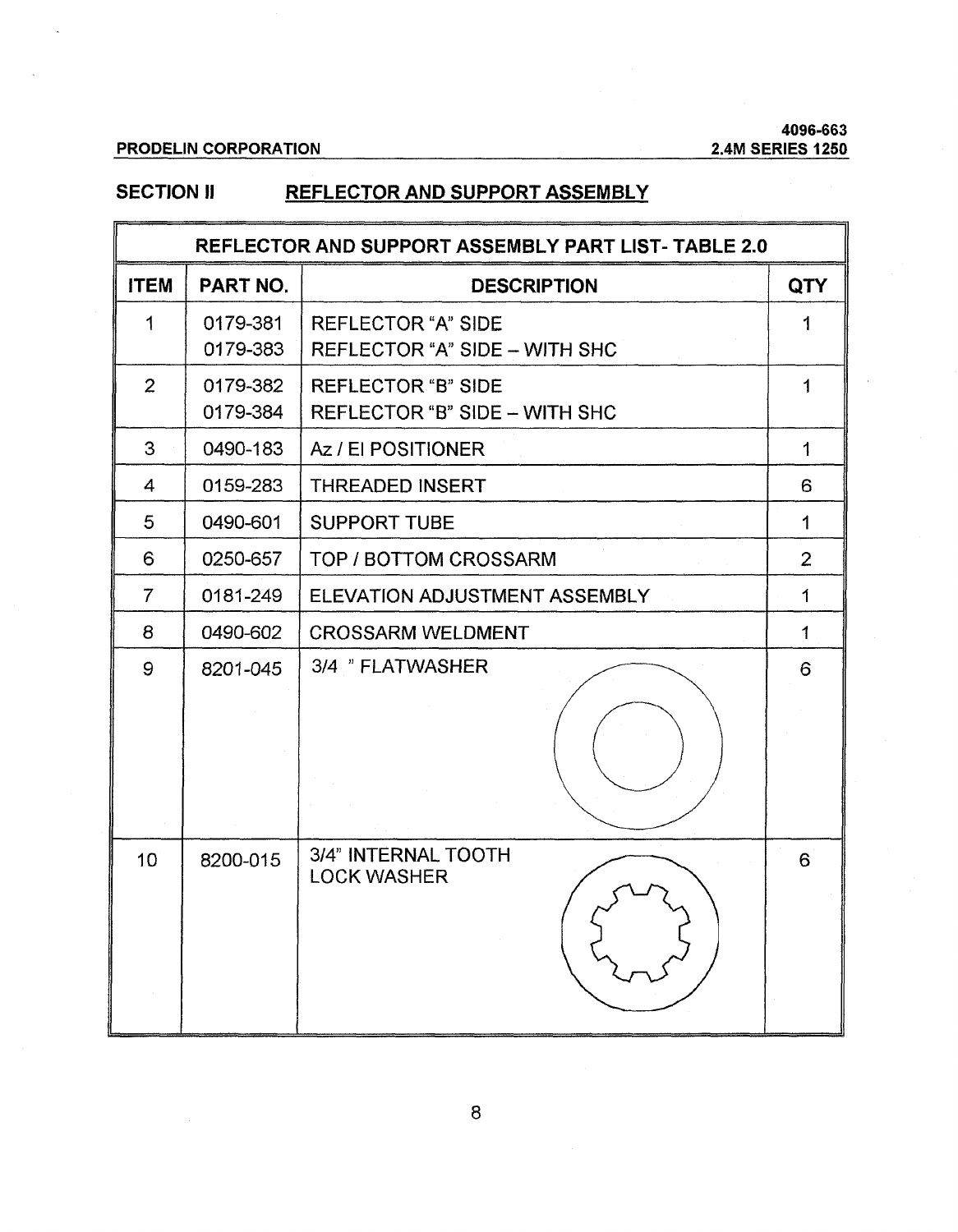## SECTION II REFLECTOR AND SUPPORT ASSEMBLY

| REFLECTOR AND SUPPORT ASSEMBLY PART LIST- TABLE 2.0 | | | |
|---|---|---|---|
| **ITEM** | **PART NO.** | **DESCRIPTION** | **QTY** |
| 1 | 0179-381<br>0179-383 | REFLECTOR "A" SIDE<br>REFLECTOR "A" SIDE – WITH SHC | 1 |
| 2 | 0179-382<br>0179-384 | REFLECTOR "B" SIDE<br>REFLECTOR "B" SIDE – WITH SHC | 1 |
| 3 | 0490-183 | Az / El POSITIONER | 1 |
| 4 | 0159-283 | THREADED INSERT | 6 |
| 5 | 0490-601 | SUPPORT TUBE | 1 |
| 6 | 0250-657 | TOP / BOTTOM CROSSARM | 2 |
| 7 | 0181-249 | ELEVATION ADJUSTMENT ASSEMBLY | 1 |
| 8 | 0490-602 | CROSSARM WELDMENT | 1 |
| 9 | 8201-045 | 3/4 " FLATWASHER | 6 |
| 10 | 8200-015 | 3/4" INTERNAL TOOTH LOCK WASHER | 6 |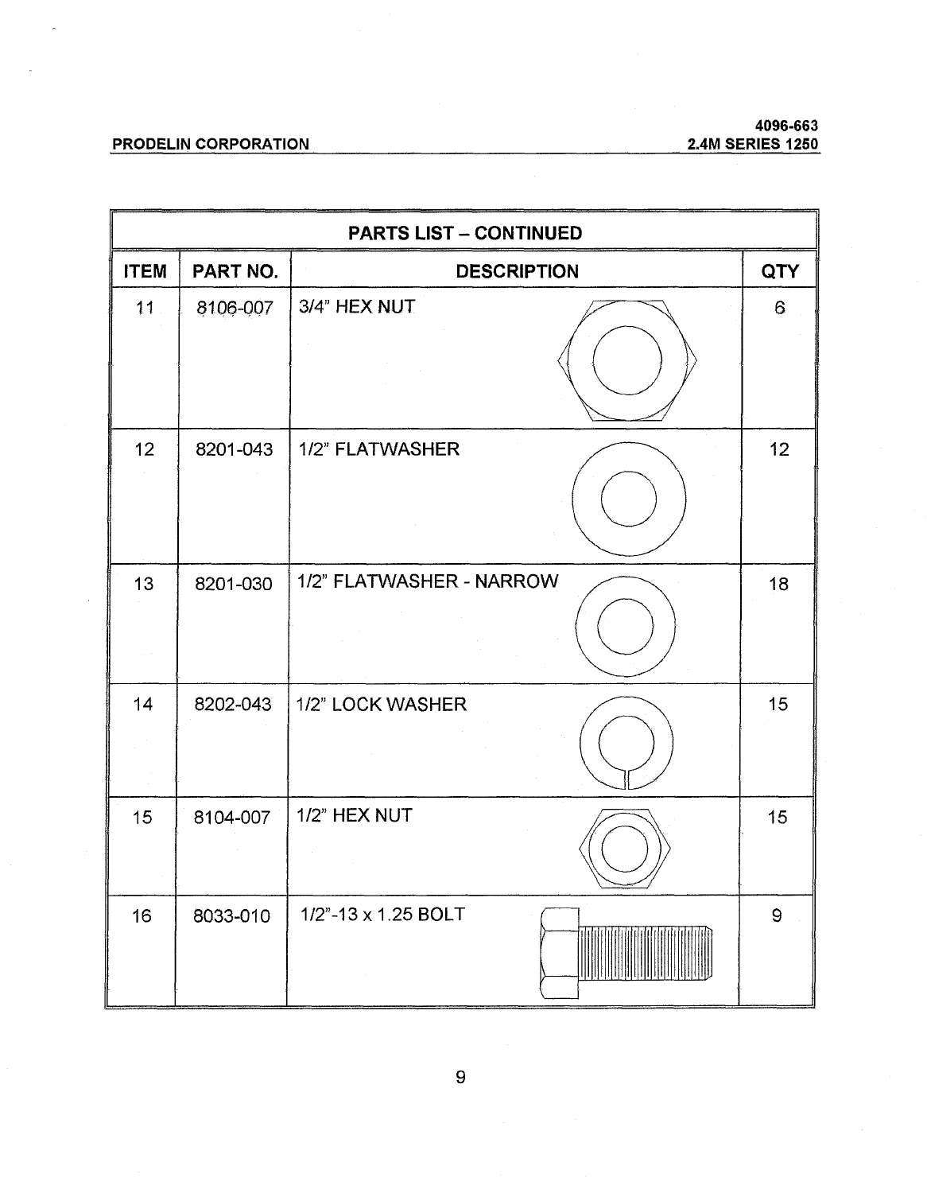| PARTS LIST – CONTINUED | | | |
|---|---|---|---|
| ITEM | PART NO. | DESCRIPTION | QTY |
| 11 | 8106-007 | 3/4" HEX NUT | 6 |
| 12 | 8201-043 | 1/2" FLATWASHER | 12 |
| 13 | 8201-030 | 1/2" FLATWASHER - NARROW | 18 |
| 14 | 8202-043 | 1/2" LOCK WASHER | 15 |
| 15 | 8104-007 | 1/2" HEX NUT | 15 |
| 16 | 8033-010 | 1/2"-13 x 1.25 BOLT | 9 |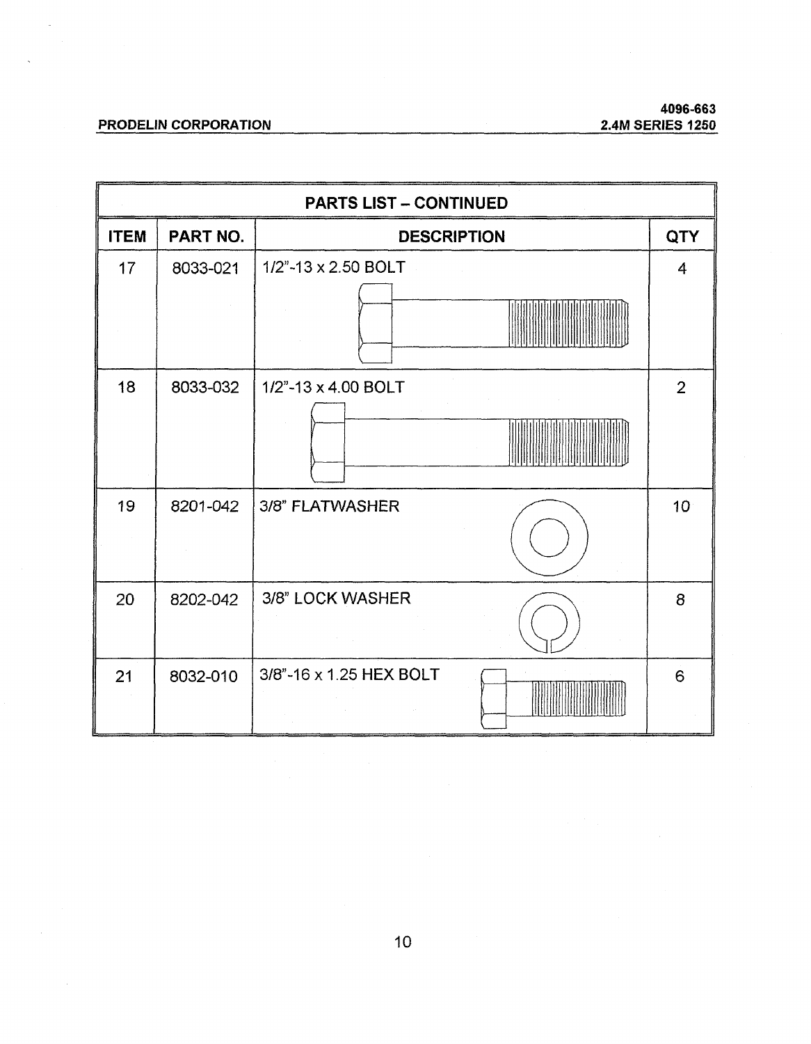| PARTS LIST – CONTINUED | | | |
|---|---|---|---|
| ITEM | PART NO. | DESCRIPTION | QTY |
| 17 | 8033-021 | 1/2"-13 x 2.50 BOLT | 4 |
| 18 | 8033-032 | 1/2"-13 x 4.00 BOLT | 2 |
| 19 | 8201-042 | 3/8" FLATWASHER | 10 |
| 20 | 8202-042 | 3/8" LOCK WASHER | 8 |
| 21 | 8032-010 | 3/8"-16 x 1.25 HEX BOLT | 6 |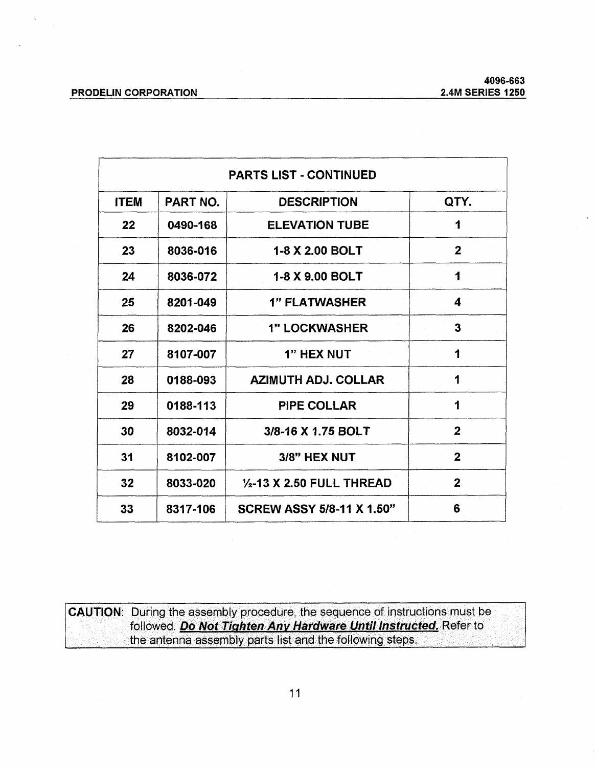| PARTS LIST - CONTINUED | | | |
|---|---|---|---|
| **ITEM** | **PART NO.** | **DESCRIPTION** | **QTY.** |
| 22 | 0490-168 | ELEVATION TUBE | 1 |
| 23 | 8036-016 | 1-8 X 2.00 BOLT | 2 |
| 24 | 8036-072 | 1-8 X 9.00 BOLT | 1 |
| 25 | 8201-049 | 1" FLATWASHER | 4 |
| 26 | 8202-046 | 1" LOCKWASHER | 3 |
| 27 | 8107-007 | 1" HEX NUT | 1 |
| 28 | 0188-093 | AZIMUTH ADJ. COLLAR | 1 |
| 29 | 0188-113 | PIPE COLLAR | 1 |
| 30 | 8032-014 | 3/8-16 X 1.75 BOLT | 2 |
| 31 | 8102-007 | 3/8" HEX NUT | 2 |
| 32 | 8033-020 | ½-13 X 2.50 FULL THREAD | 2 |
| 33 | 8317-106 | SCREW ASSY 5/8-11 X 1.50" | 6 |

**CAUTION**: During the assembly procedure, the sequence of instructions must be followed. ***Do Not Tighten Any Hardware Until Instructed.*** Refer to the antenna assembly parts list and the following steps.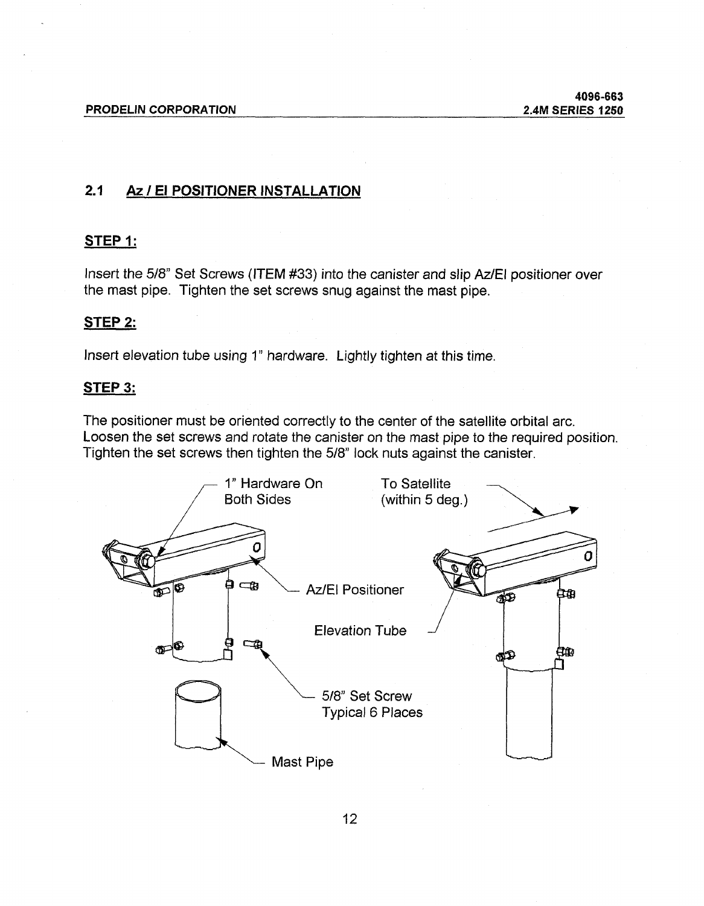## 2.1 Az / El POSITIONER INSTALLATION

### STEP 1:

Insert the 5/8" Set Screws (ITEM #33) into the canister and slip Az/El positioner over the mast pipe. Tighten the set screws snug against the mast pipe.

### STEP 2:

Insert elevation tube using 1" hardware. Lightly tighten at this time.

### STEP 3:

The positioner must be oriented correctly to the center of the satellite orbital arc. Loosen the set screws and rotate the canister on the mast pipe to the required position. Tighten the set screws then tighten the 5/8" lock nuts against the canister.

1" Hardware On Both Sides

To Satellite (within 5 deg.)

Az/El Positioner

Elevation Tube

5/8" Set Screw Typical 6 Places

Mast Pipe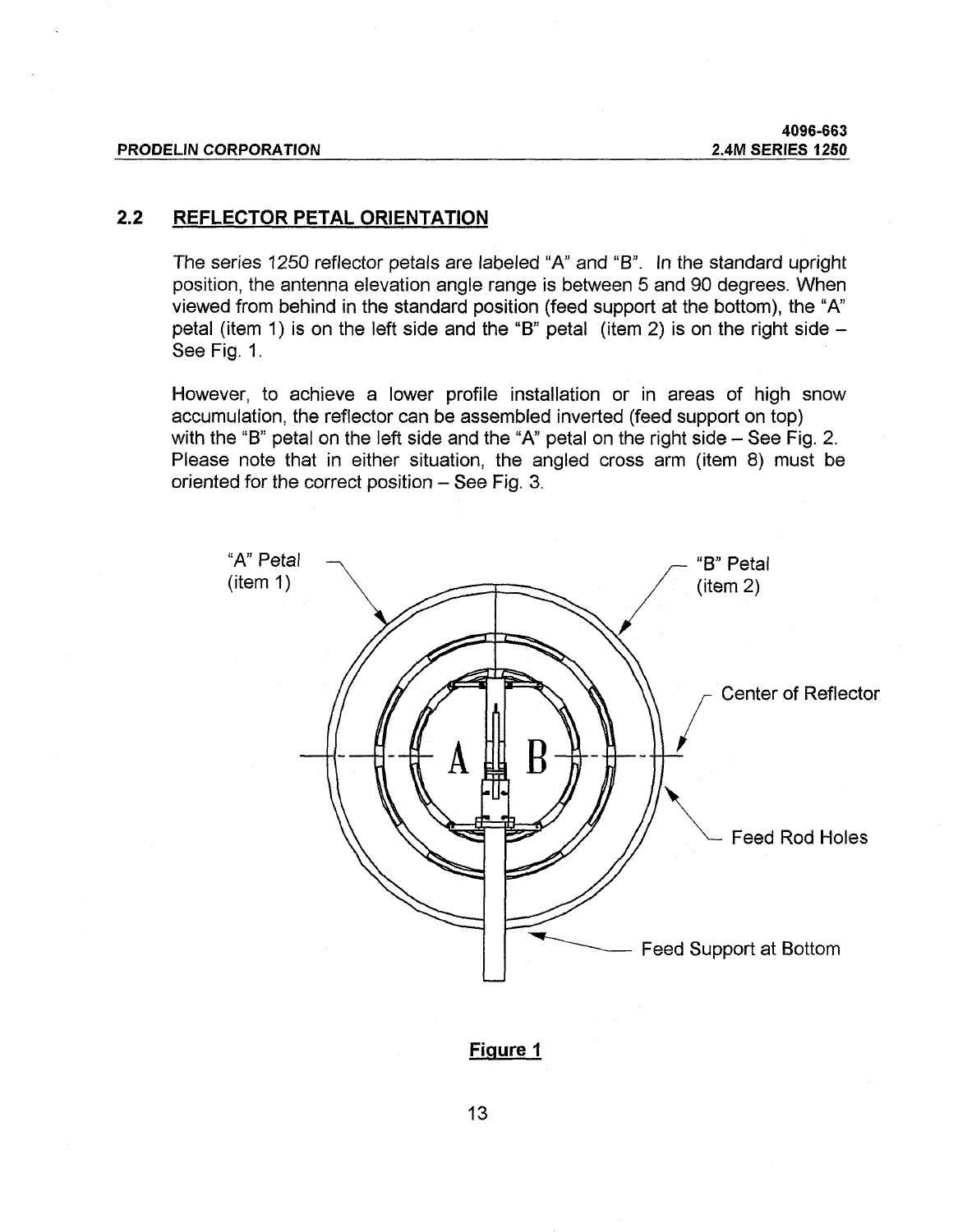## 2.2 REFLECTOR PETAL ORIENTATION

The series 1250 reflector petals are labeled "A" and "B". In the standard upright position, the antenna elevation angle range is between 5 and 90 degrees. When viewed from behind in the standard position (feed support at the bottom), the "A" petal (item 1) is on the left side and the "B" petal (item 2) is on the right side – See Fig. 1.

However, to achieve a lower profile installation or in areas of high snow accumulation, the reflector can be assembled inverted (feed support on top) with the "B" petal on the left side and the "A" petal on the right side – See Fig. 2. Please note that in either situation, the angled cross arm (item 8) must be oriented for the correct position – See Fig. 3.

"A" Petal (item 1)

"B" Petal (item 2)

Center of Reflector

Feed Rod Holes

Feed Support at Bottom

**Figure 1**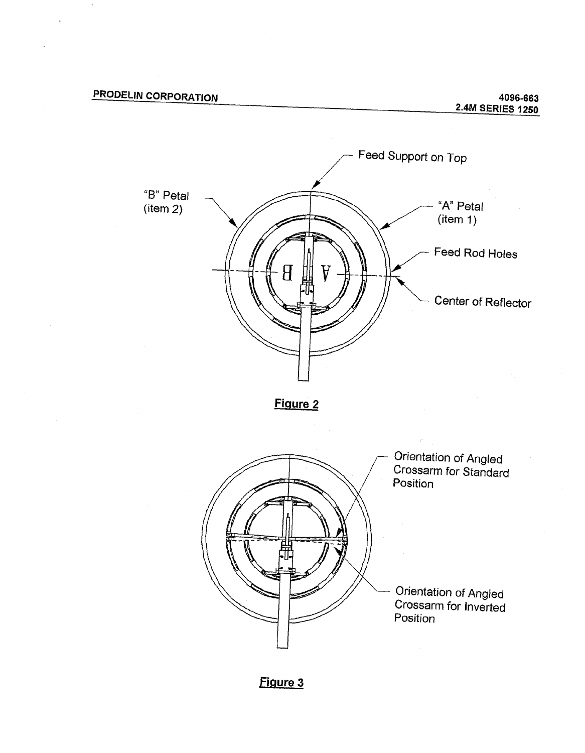Feed Support on Top

"B" Petal (item 2)

"A" Petal (item 1)

Feed Rod Holes

Center of Reflector

**Figure 2**

Orientation of Angled Crossarm for Standard Position

Orientation of Angled Crossarm for Inverted Position

**Figure 3**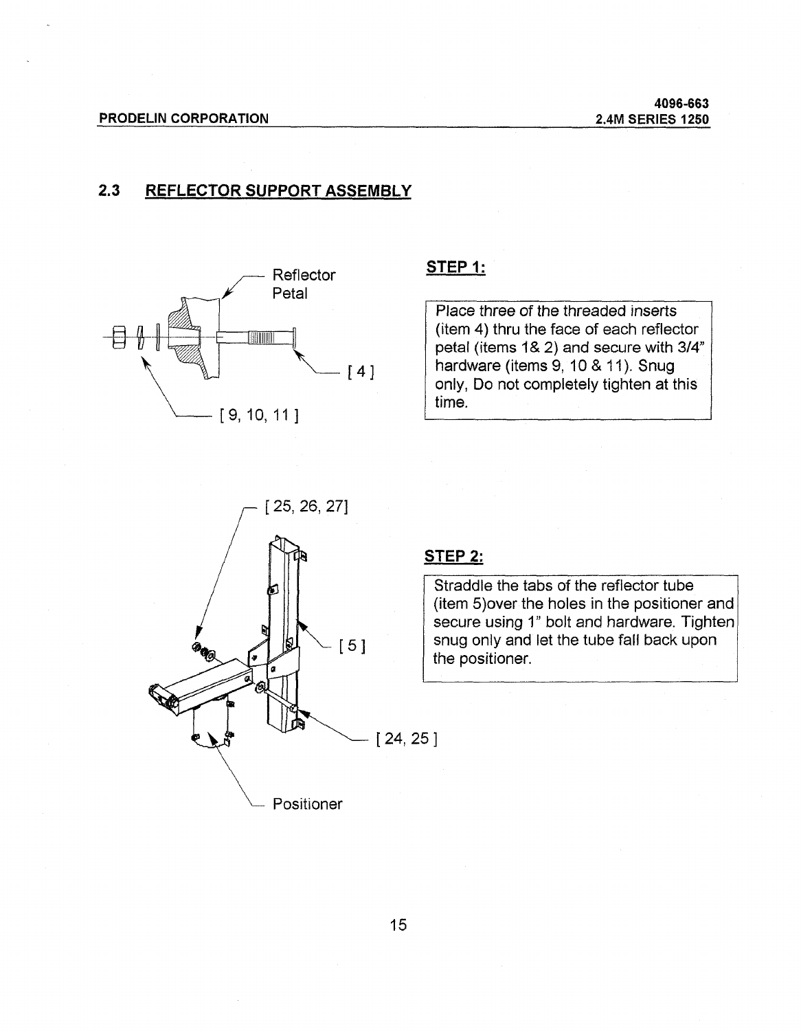## 2.3 REFLECTOR SUPPORT ASSEMBLY

Reflector Petal

[ 4 ]

[ 9, 10, 11 ]

**STEP 1:**

Place three of the threaded inserts (item 4) thru the face of each reflector petal (items 1& 2) and secure with 3/4" hardware (items 9, 10 & 11). Snug only, Do not completely tighten at this time.

[ 25, 26, 27]

[ 5 ]

[ 24, 25 ]

Positioner

**STEP 2:**

Straddle the tabs of the reflector tube (item 5)over the holes in the positioner and secure using 1" bolt and hardware. Tighten snug only and let the tube fall back upon the positioner.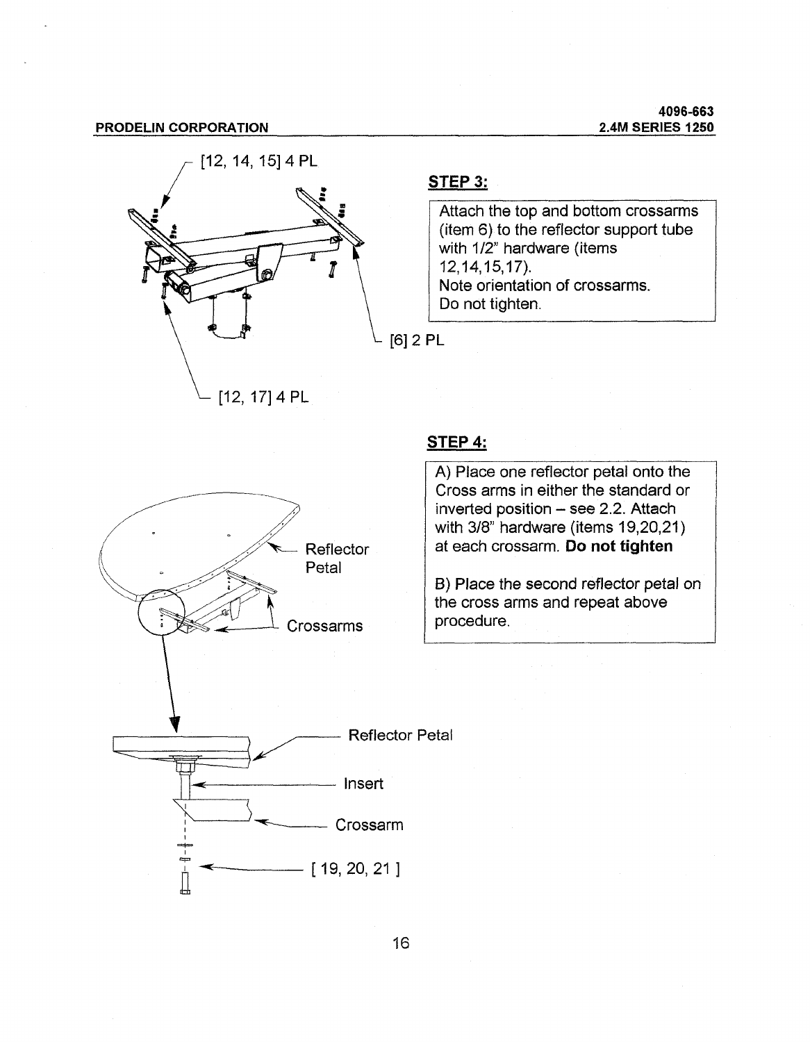## STEP 3:

Attach the top and bottom crossarms (item 6) to the reflector support tube with 1/2" hardware (items 12,14,15,17).
Note orientation of crossarms.
Do not tighten.

[12, 14, 15] 4 PL

[6] 2 PL

[12, 17] 4 PL

## STEP 4:

A) Place one reflector petal onto the Cross arms in either the standard or inverted position – see 2.2. Attach with 3/8" hardware (items 19,20,21) at each crossarm. **Do not tighten**

B) Place the second reflector petal on the cross arms and repeat above procedure.

Reflector Petal

Crossarms

Reflector Petal

Insert

Crossarm

[ 19, 20, 21 ]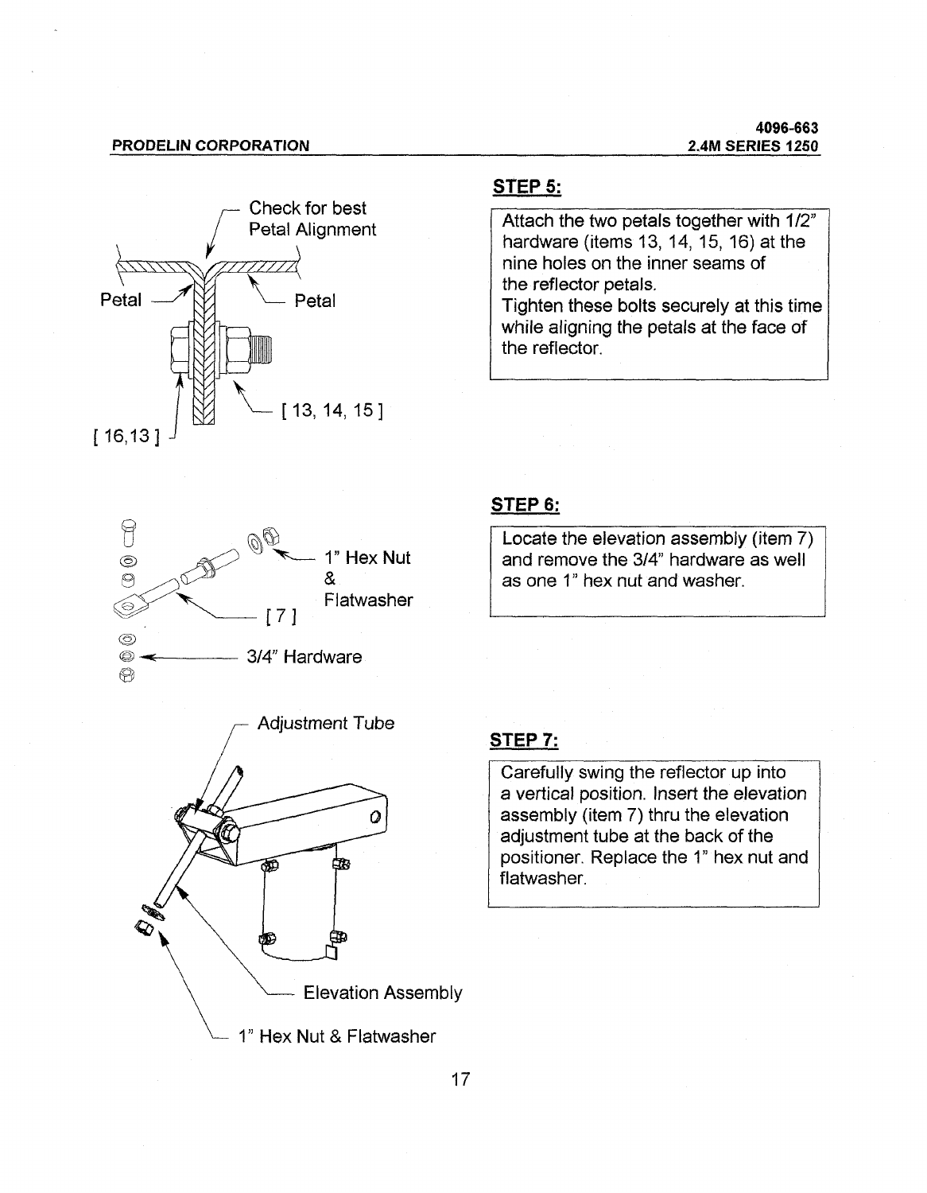Check for best Petal Alignment

Petal

Petal

[ 16,13 ]

[ 13, 14, 15 ]

## STEP 5:

Attach the two petals together with 1/2" hardware (items 13, 14, 15, 16) at the nine holes on the inner seams of the reflector petals.
Tighten these bolts securely at this time while aligning the petals at the face of the reflector.

1" Hex Nut & Flatwasher

[ 7 ]

3/4" Hardware

## STEP 6:

Locate the elevation assembly (item 7) and remove the 3/4" hardware as well as one 1" hex nut and washer.

Adjustment Tube

Elevation Assembly

1" Hex Nut & Flatwasher

## STEP 7:

Carefully swing the reflector up into a vertical position. Insert the elevation assembly (item 7) thru the elevation adjustment tube at the back of the positioner. Replace the 1" hex nut and flatwasher.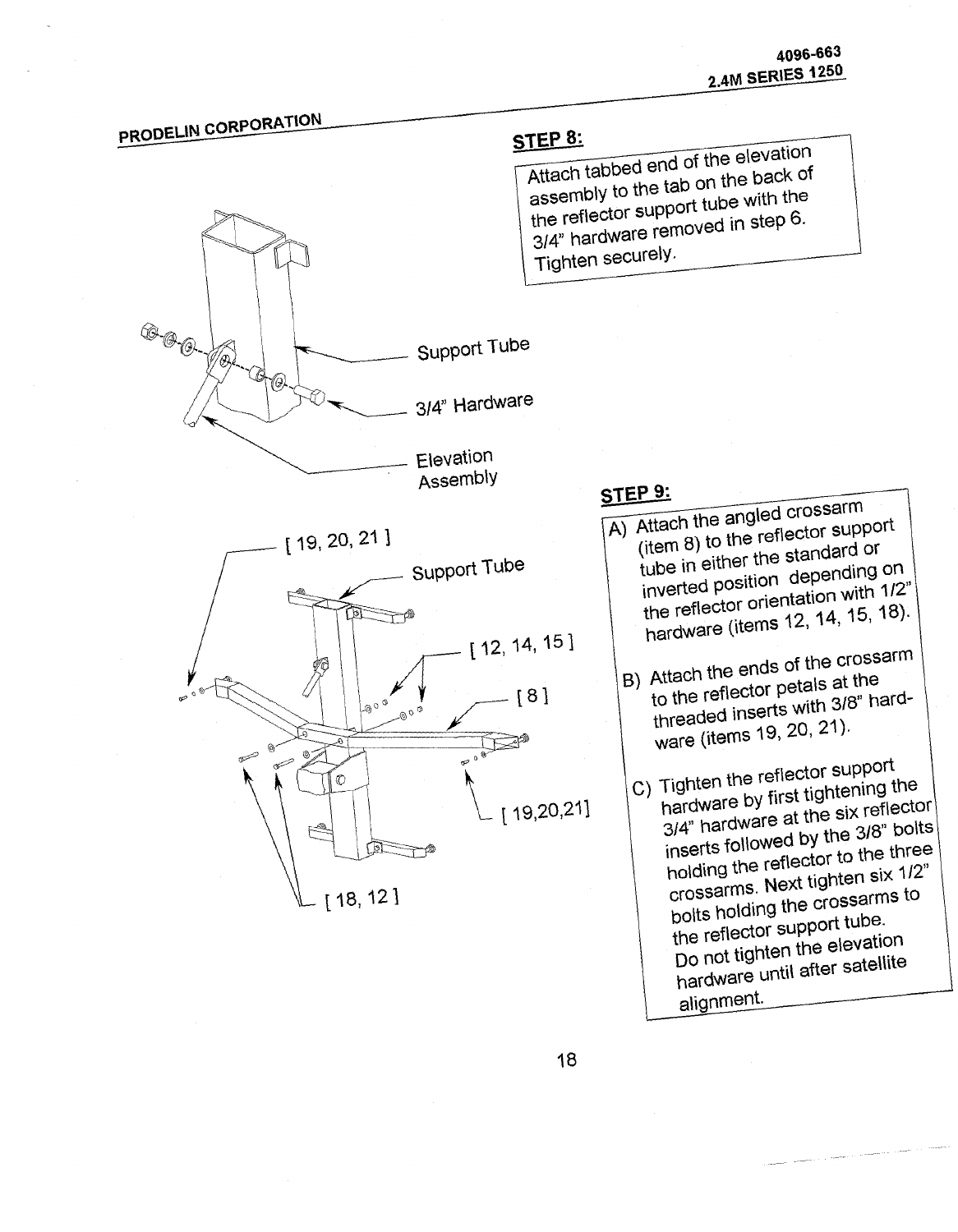## STEP 8:

Attach tabbed end of the elevation assembly to the tab on the back of the reflector support tube with the 3/4" hardware removed in step 6. Tighten securely.

Support Tube

3/4" Hardware

Elevation Assembly

[ 19, 20, 21 ]

Support Tube

[ 12, 14, 15 ]

[ 8 ]

[ 19,20,21]

[ 18, 12 ]

## STEP 9:

A) Attach the angled crossarm (item 8) to the reflector support tube in either the standard or inverted position depending on the reflector orientation with 1/2" hardware (items 12, 14, 15, 18).

B) Attach the ends of the crossarm to the reflector petals at the threaded inserts with 3/8" hardware (items 19, 20, 21).

C) Tighten the reflector support hardware by first tightening the 3/4" hardware at the six reflector inserts followed by the 3/8" bolts holding the reflector to the three crossarms. Next tighten six 1/2" bolts holding the crossarms to the reflector support tube. Do not tighten the elevation hardware until after satellite alignment.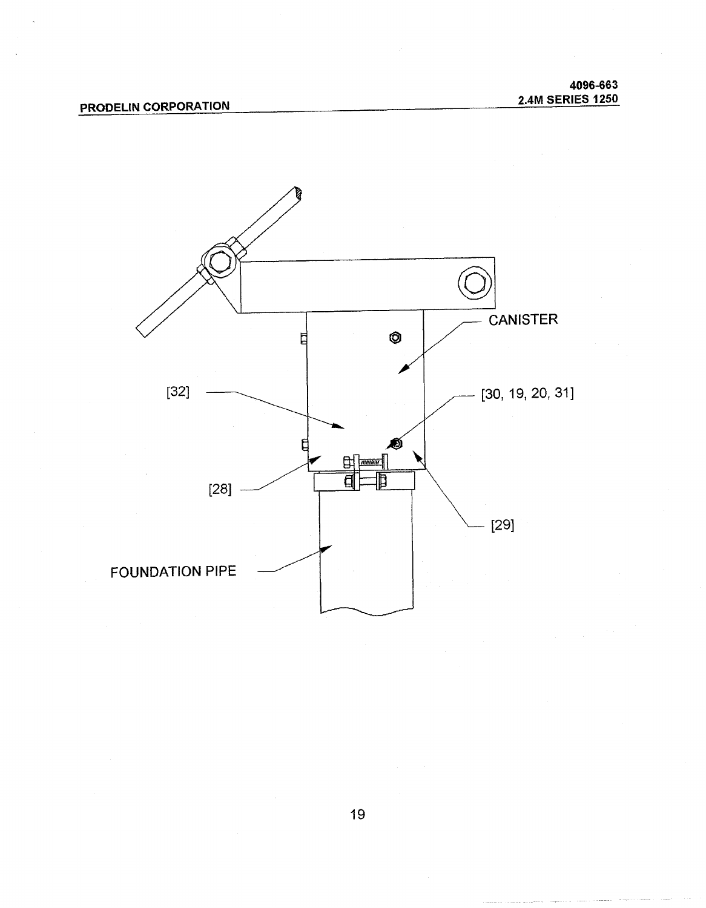CANISTER

[32]

[30, 19, 20, 31]

[28]

[29]

FOUNDATION PIPE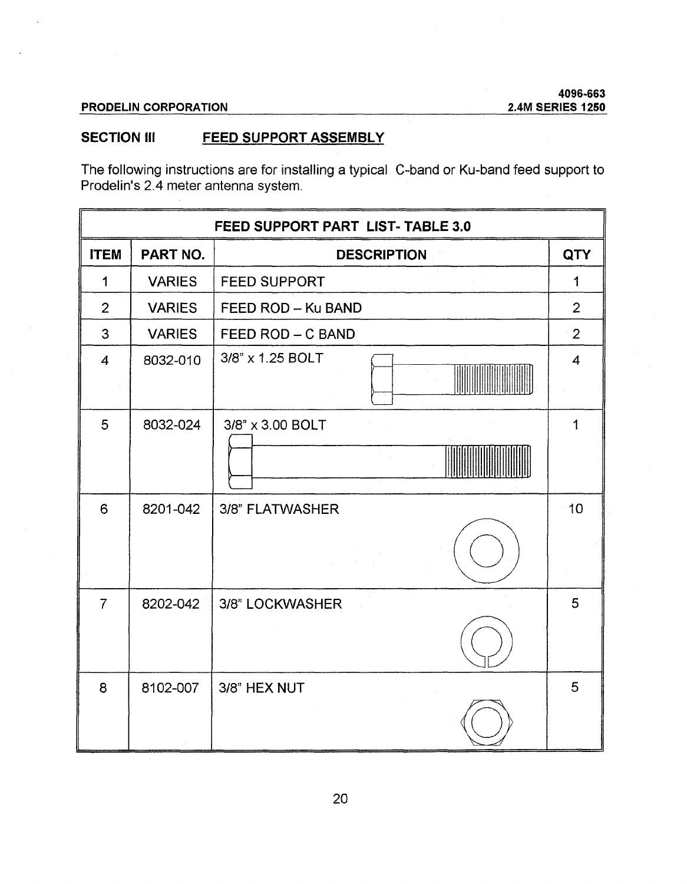## SECTION III FEED SUPPORT ASSEMBLY

The following instructions are for installing a typical C-band or Ku-band feed support to Prodelin's 2.4 meter antenna system.

| FEED SUPPORT PART LIST- TABLE 3.0 | | | |
|---|---|---|---|
| **ITEM** | **PART NO.** | **DESCRIPTION** | **QTY** |
| 1 | VARIES | FEED SUPPORT | 1 |
| 2 | VARIES | FEED ROD – Ku BAND | 2 |
| 3 | VARIES | FEED ROD – C BAND | 2 |
| 4 | 8032-010 | 3/8" x 1.25 BOLT | 4 |
| 5 | 8032-024 | 3/8" x 3.00 BOLT | 1 |
| 6 | 8201-042 | 3/8" FLATWASHER | 10 |
| 7 | 8202-042 | 3/8" LOCKWASHER | 5 |
| 8 | 8102-007 | 3/8" HEX NUT | 5 |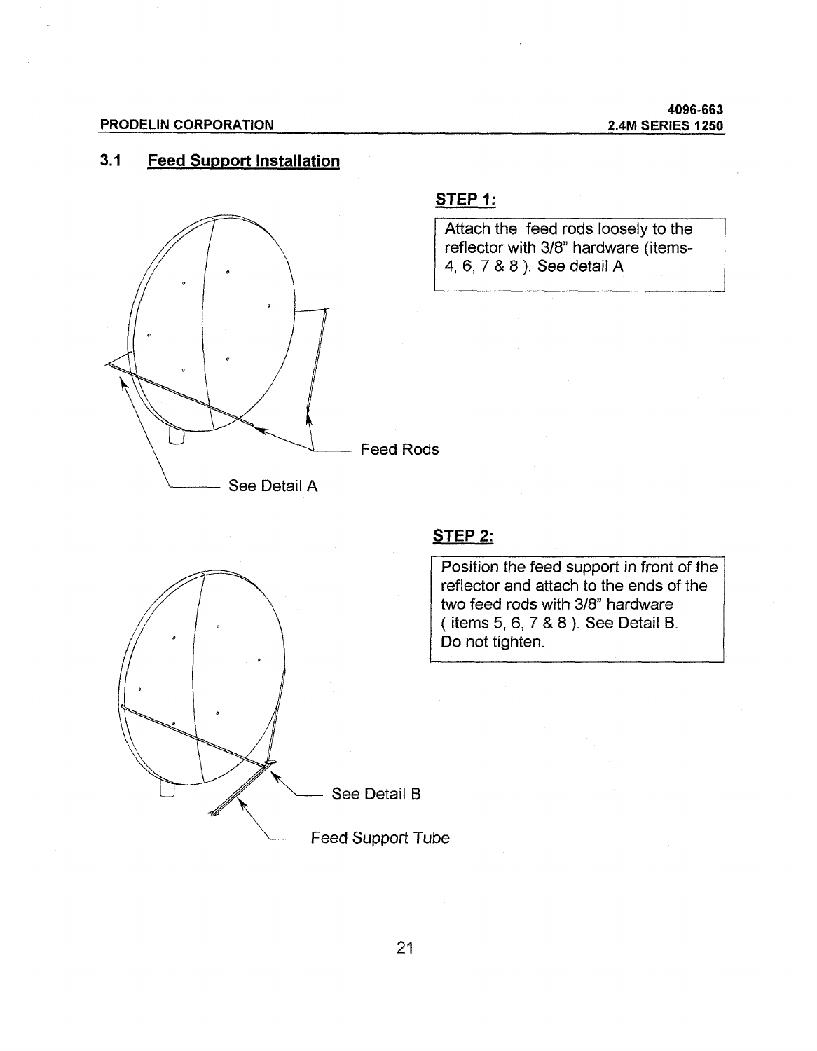## 3.1 Feed Support Installation

**STEP 1:**

Attach the feed rods loosely to the reflector with 3/8" hardware (items- 4, 6, 7 & 8 ). See detail A

Feed Rods

See Detail A

**STEP 2:**

Position the feed support in front of the reflector and attach to the ends of the two feed rods with 3/8" hardware ( items 5, 6, 7 & 8 ). See Detail B. Do not tighten.

See Detail B

Feed Support Tube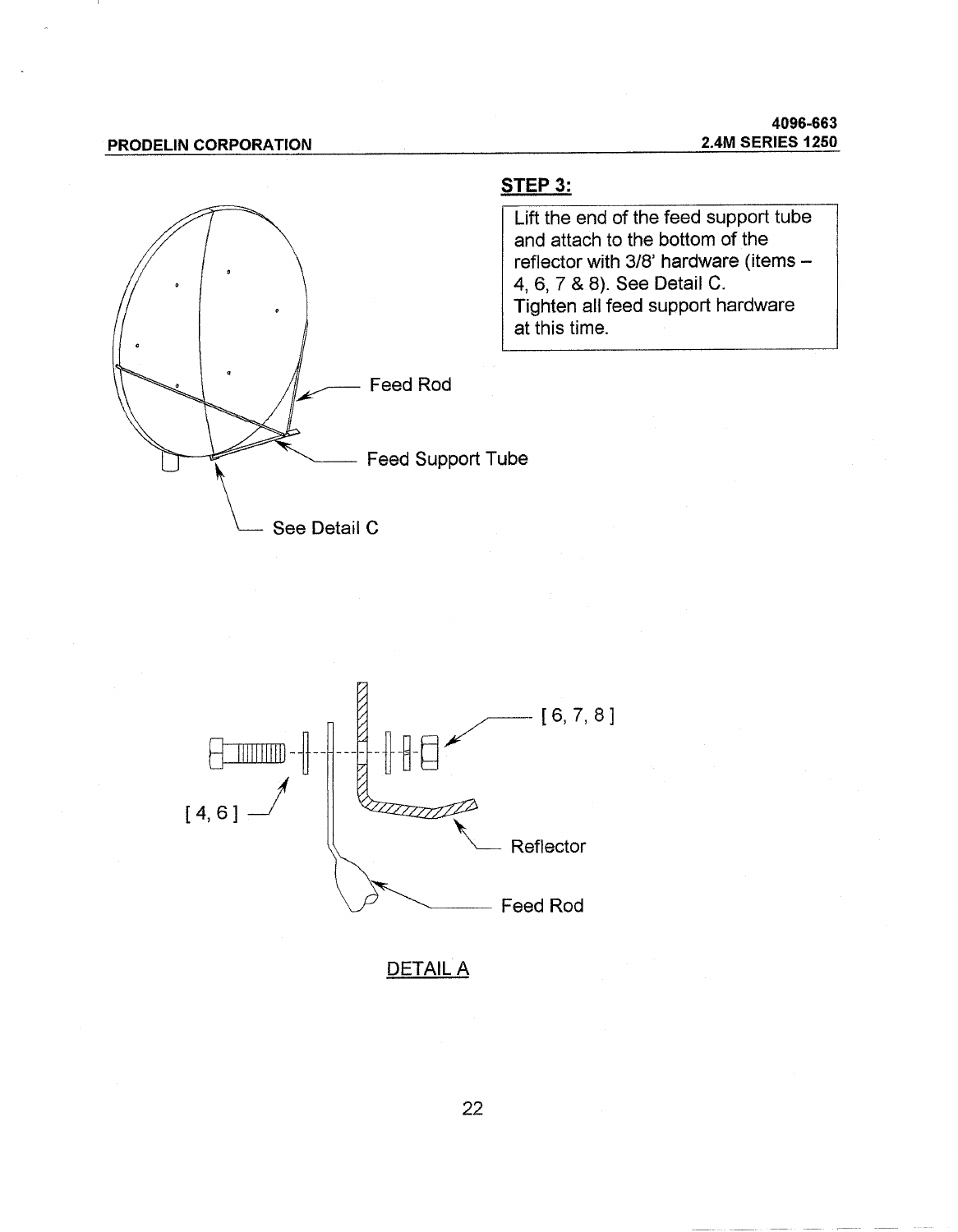## STEP 3:

Lift the end of the feed support tube and attach to the bottom of the reflector with 3/8' hardware (items – 4, 6, 7 & 8). See Detail C.
Tighten all feed support hardware at this time.

Feed Rod

Feed Support Tube

See Detail C

[ 6, 7, 8 ]

[ 4, 6 ]

Reflector

Feed Rod

DETAIL A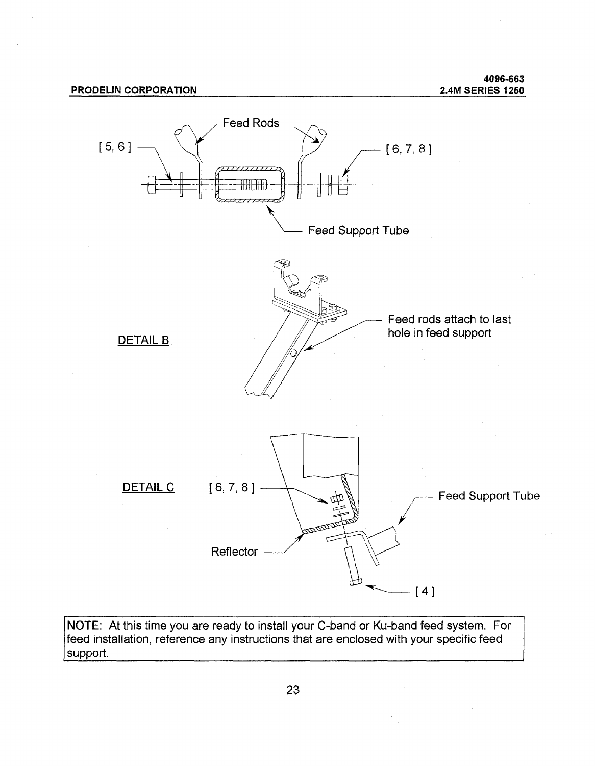[ 5, 6 ]

Feed Rods

[ 6, 7, 8 ]

Feed Support Tube

DETAIL B

Feed rods attach to last hole in feed support

DETAIL C

[ 6, 7, 8 ]

Feed Support Tube

Reflector

[ 4 ]

NOTE: At this time you are ready to install your C-band or Ku-band feed system. For feed installation, reference any instructions that are enclosed with your specific feed support.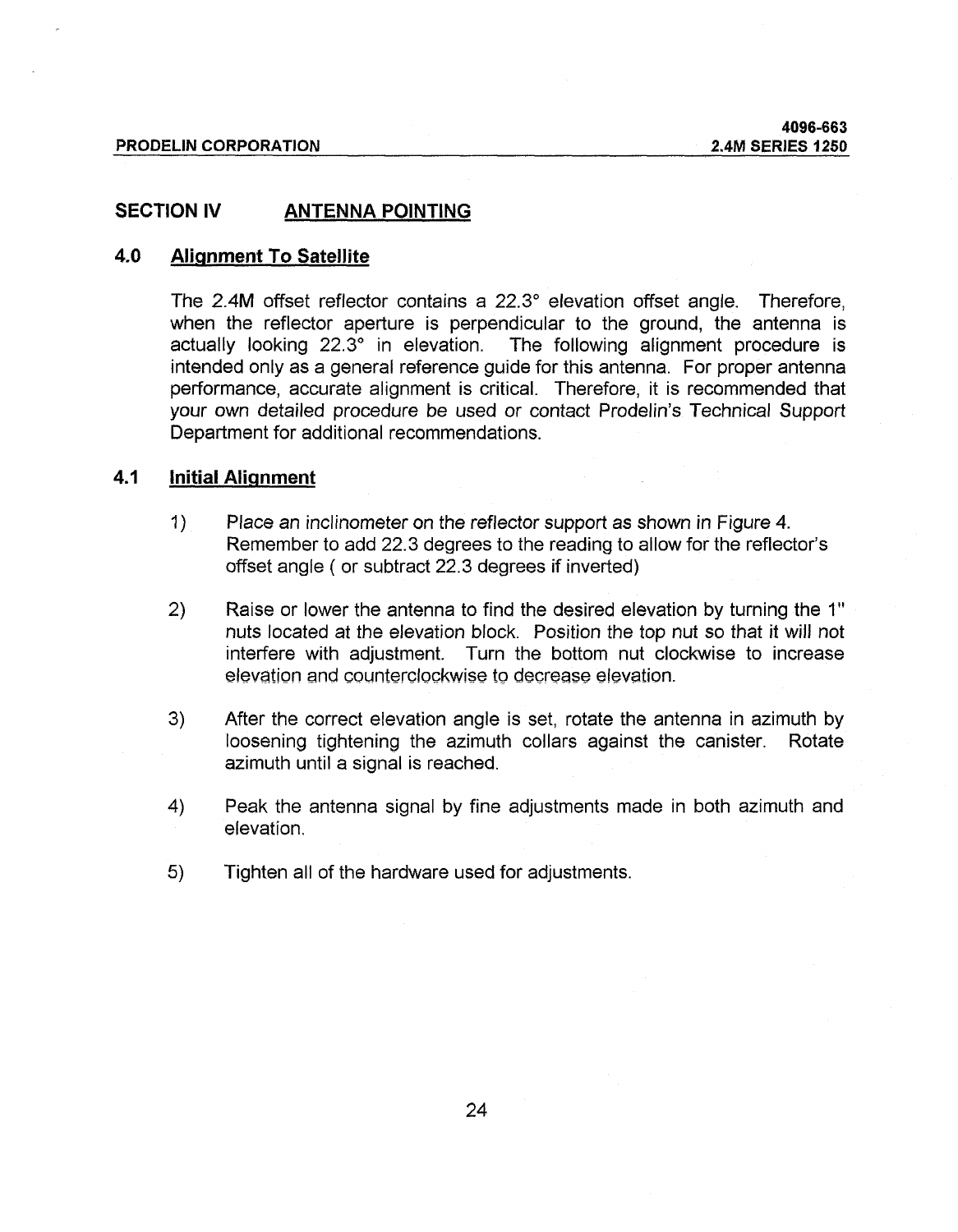## SECTION IV ANTENNA POINTING

### 4.0 Alignment To Satellite

The 2.4M offset reflector contains a 22.3° elevation offset angle. Therefore, when the reflector aperture is perpendicular to the ground, the antenna is actually looking 22.3° in elevation. The following alignment procedure is intended only as a general reference guide for this antenna. For proper antenna performance, accurate alignment is critical. Therefore, it is recommended that your own detailed procedure be used or contact Prodelin's Technical Support Department for additional recommendations.

### 4.1 Initial Alignment

1) Place an inclinometer on the reflector support as shown in Figure 4. Remember to add 22.3 degrees to the reading to allow for the reflector's offset angle ( or subtract 22.3 degrees if inverted)

2) Raise or lower the antenna to find the desired elevation by turning the 1" nuts located at the elevation block. Position the top nut so that it will not interfere with adjustment. Turn the bottom nut clockwise to increase elevation and counterclockwise to decrease elevation.

3) After the correct elevation angle is set, rotate the antenna in azimuth by loosening tightening the azimuth collars against the canister. Rotate azimuth until a signal is reached.

4) Peak the antenna signal by fine adjustments made in both azimuth and elevation.

5) Tighten all of the hardware used for adjustments.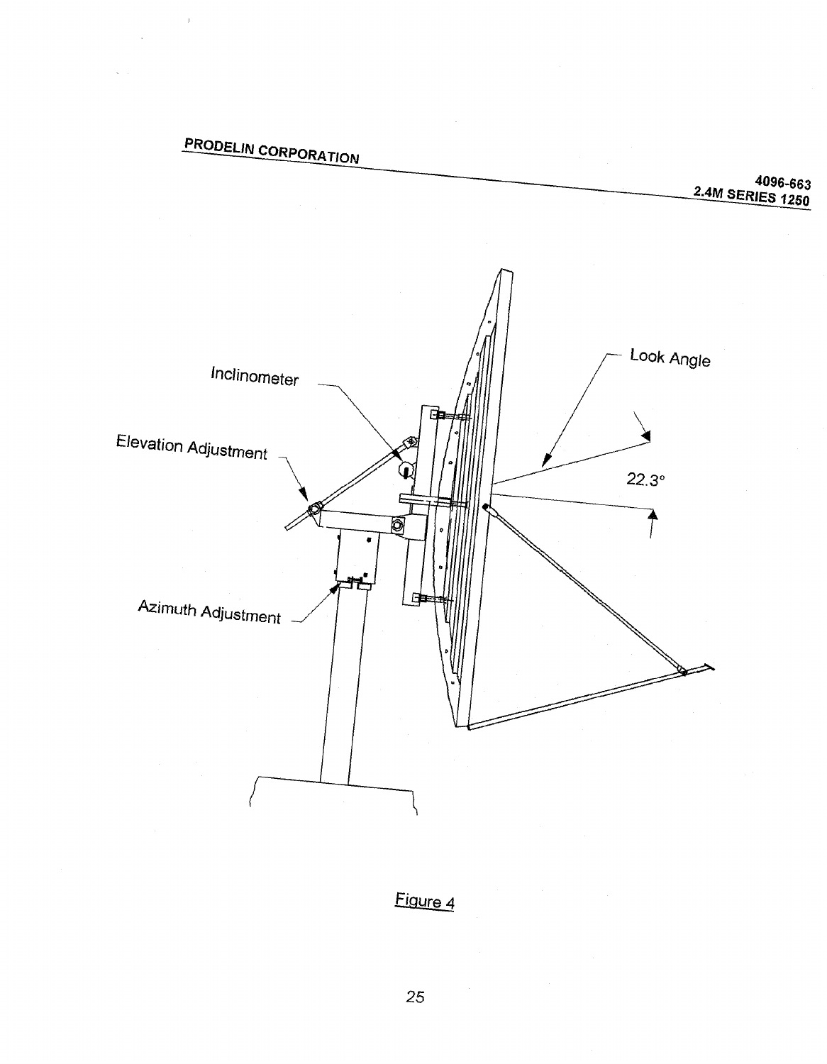Inclinometer

Elevation Adjustment

Azimuth Adjustment

Look Angle

22.3°

Figure 4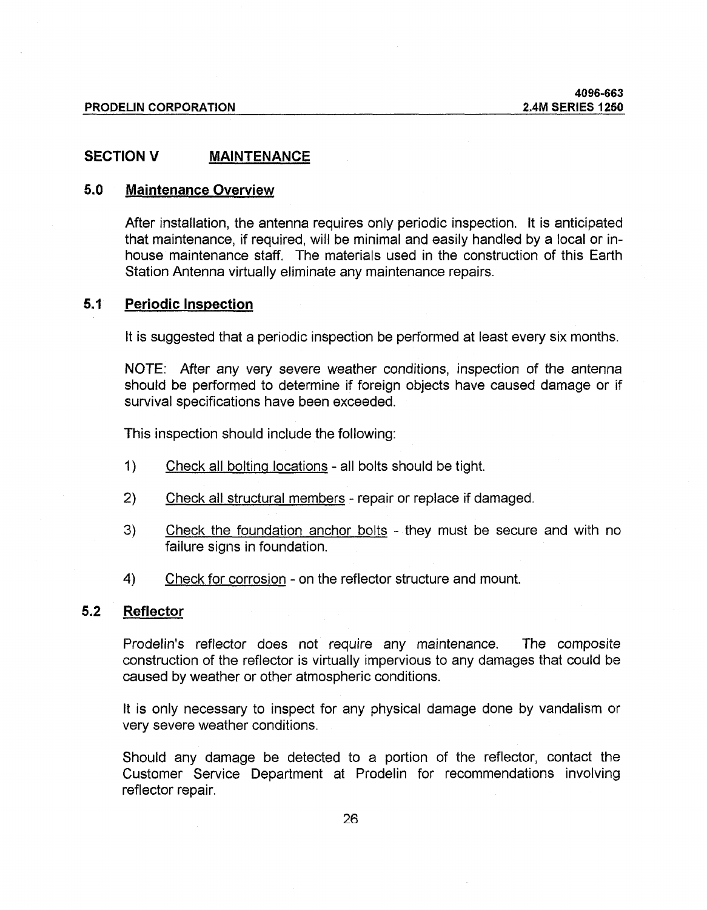## SECTION V MAINTENANCE

### 5.0 Maintenance Overview

After installation, the antenna requires only periodic inspection. It is anticipated that maintenance, if required, will be minimal and easily handled by a local or in-house maintenance staff. The materials used in the construction of this Earth Station Antenna virtually eliminate any maintenance repairs.

### 5.1 Periodic Inspection

It is suggested that a periodic inspection be performed at least every six months.

NOTE: After any very severe weather conditions, inspection of the antenna should be performed to determine if foreign objects have caused damage or if survival specifications have been exceeded.

This inspection should include the following:

1) Check all bolting locations - all bolts should be tight.

2) Check all structural members - repair or replace if damaged.

3) Check the foundation anchor bolts - they must be secure and with no failure signs in foundation.

4) Check for corrosion - on the reflector structure and mount.

### 5.2 Reflector

Prodelin's reflector does not require any maintenance. The composite construction of the reflector is virtually impervious to any damages that could be caused by weather or other atmospheric conditions.

It is only necessary to inspect for any physical damage done by vandalism or very severe weather conditions.

Should any damage be detected to a portion of the reflector, contact the Customer Service Department at Prodelin for recommendations involving reflector repair.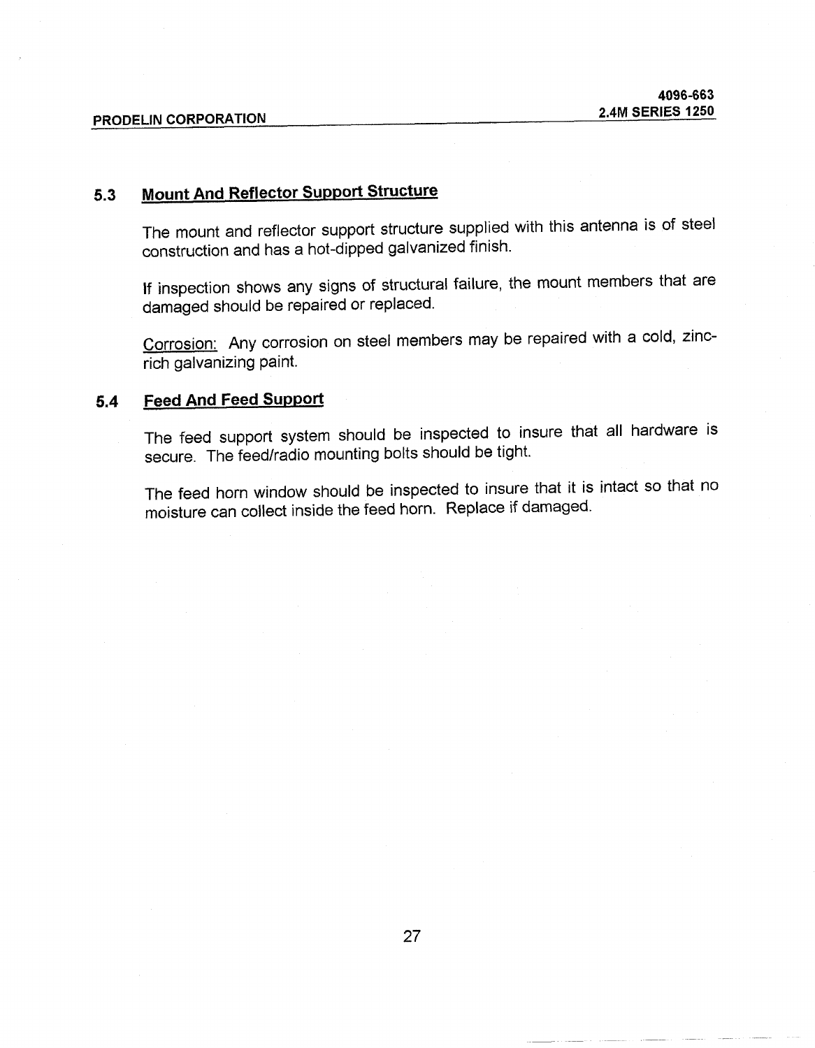## 5.3 Mount And Reflector Support Structure

The mount and reflector support structure supplied with this antenna is of steel construction and has a hot-dipped galvanized finish.

If inspection shows any signs of structural failure, the mount members that are damaged should be repaired or replaced.

Corrosion: Any corrosion on steel members may be repaired with a cold, zinc-rich galvanizing paint.

## 5.4 Feed And Feed Support

The feed support system should be inspected to insure that all hardware is secure. The feed/radio mounting bolts should be tight.

The feed horn window should be inspected to insure that it is intact so that no moisture can collect inside the feed horn. Replace if damaged.